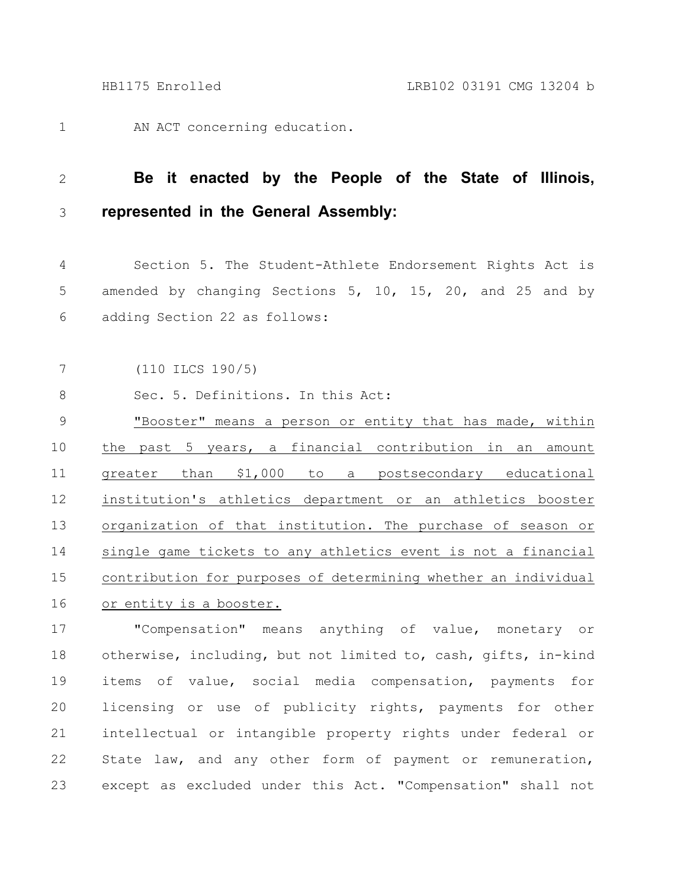AN ACT concerning education.

**Be it enacted by the People of the State of Illinois, represented in the General Assembly:**

Section 5. The Student-Athlete Endorsement Rights Act is amended by changing Sections 5, 10, 15, 20, and 25 and by adding Section 22 as follows:

(110 ILCS 190/5)

Sec. 5. Definitions. In this Act:

<u>"Booster" means a person or entity that has made, within the past 5 years, a financial contribution in an amount greater than $1,000 to a postsecondary educational institution's athletics department or an athletics booster organization of that institution. The purchase of season or single game tickets to any athletics event is not a financial contribution for purposes of determining whether an individual or entity is a booster.</u>

"Compensation" means anything of value, monetary or otherwise, including, but not limited to, cash, gifts, in-kind items of value, social media compensation, payments for licensing or use of publicity rights, payments for other intellectual or intangible property rights under federal or State law, and any other form of payment or remuneration, except as excluded under this Act. "Compensation" shall not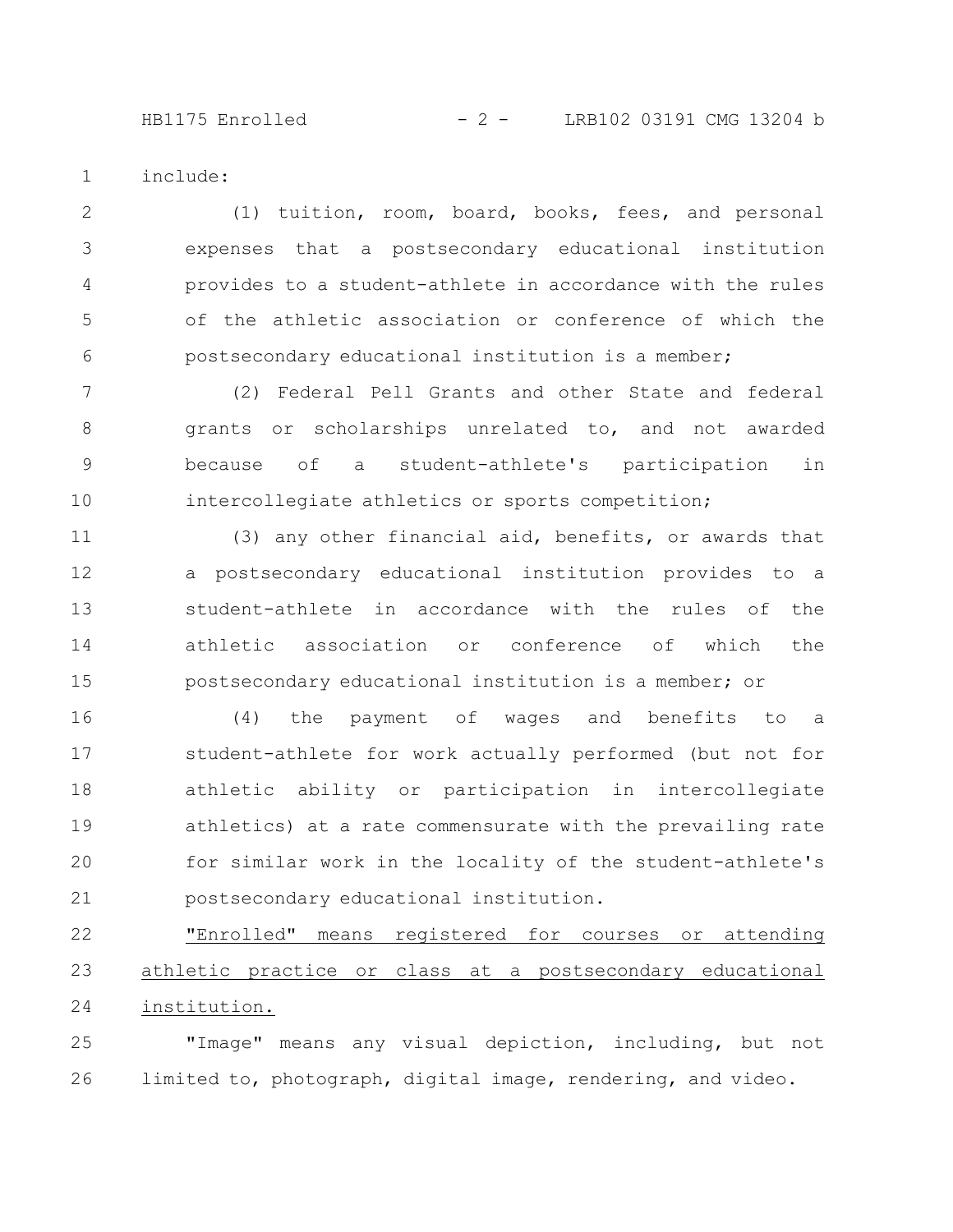include:

(1) tuition, room, board, books, fees, and personal expenses that a postsecondary educational institution provides to a student-athlete in accordance with the rules of the athletic association or conference of which the postsecondary educational institution is a member;

(2) Federal Pell Grants and other State and federal grants or scholarships unrelated to, and not awarded because of a student-athlete's participation in intercollegiate athletics or sports competition;

(3) any other financial aid, benefits, or awards that a postsecondary educational institution provides to a student-athlete in accordance with the rules of the athletic association or conference of which the postsecondary educational institution is a member; or

(4) the payment of wages and benefits to a student-athlete for work actually performed (but not for athletic ability or participation in intercollegiate athletics) at a rate commensurate with the prevailing rate for similar work in the locality of the student-athlete's postsecondary educational institution.

<u>"Enrolled" means registered for courses or attending athletic practice or class at a postsecondary educational institution.</u>

"Image" means any visual depiction, including, but not limited to, photograph, digital image, rendering, and video.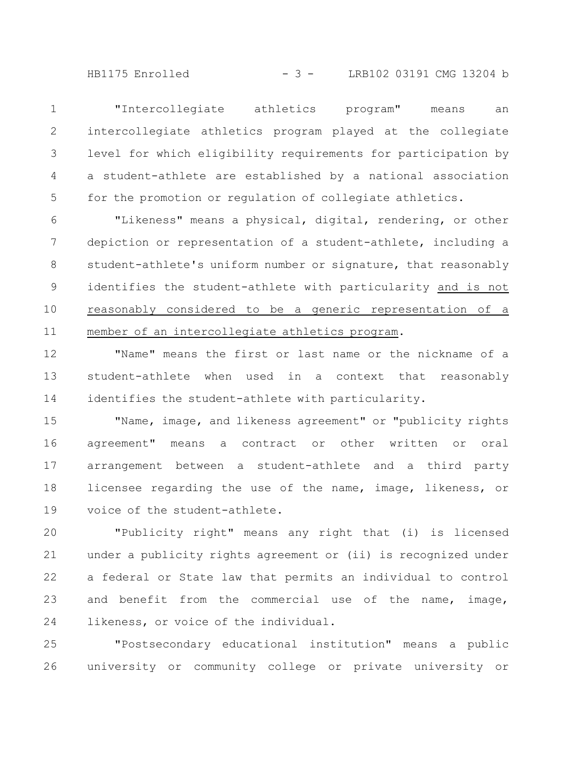"Intercollegiate athletics program" means an intercollegiate athletics program played at the collegiate level for which eligibility requirements for participation by a student-athlete are established by a national association for the promotion or regulation of collegiate athletics.

"Likeness" means a physical, digital, rendering, or other depiction or representation of a student-athlete, including a student-athlete's uniform number or signature, that reasonably identifies the student-athlete with particularity <u>and is not reasonably considered to be a generic representation of a member of an intercollegiate athletics program</u>.

"Name" means the first or last name or the nickname of a student-athlete when used in a context that reasonably identifies the student-athlete with particularity.

"Name, image, and likeness agreement" or "publicity rights agreement" means a contract or other written or oral arrangement between a student-athlete and a third party licensee regarding the use of the name, image, likeness, or voice of the student-athlete.

"Publicity right" means any right that (i) is licensed under a publicity rights agreement or (ii) is recognized under a federal or State law that permits an individual to control and benefit from the commercial use of the name, image, likeness, or voice of the individual.

"Postsecondary educational institution" means a public university or community college or private university or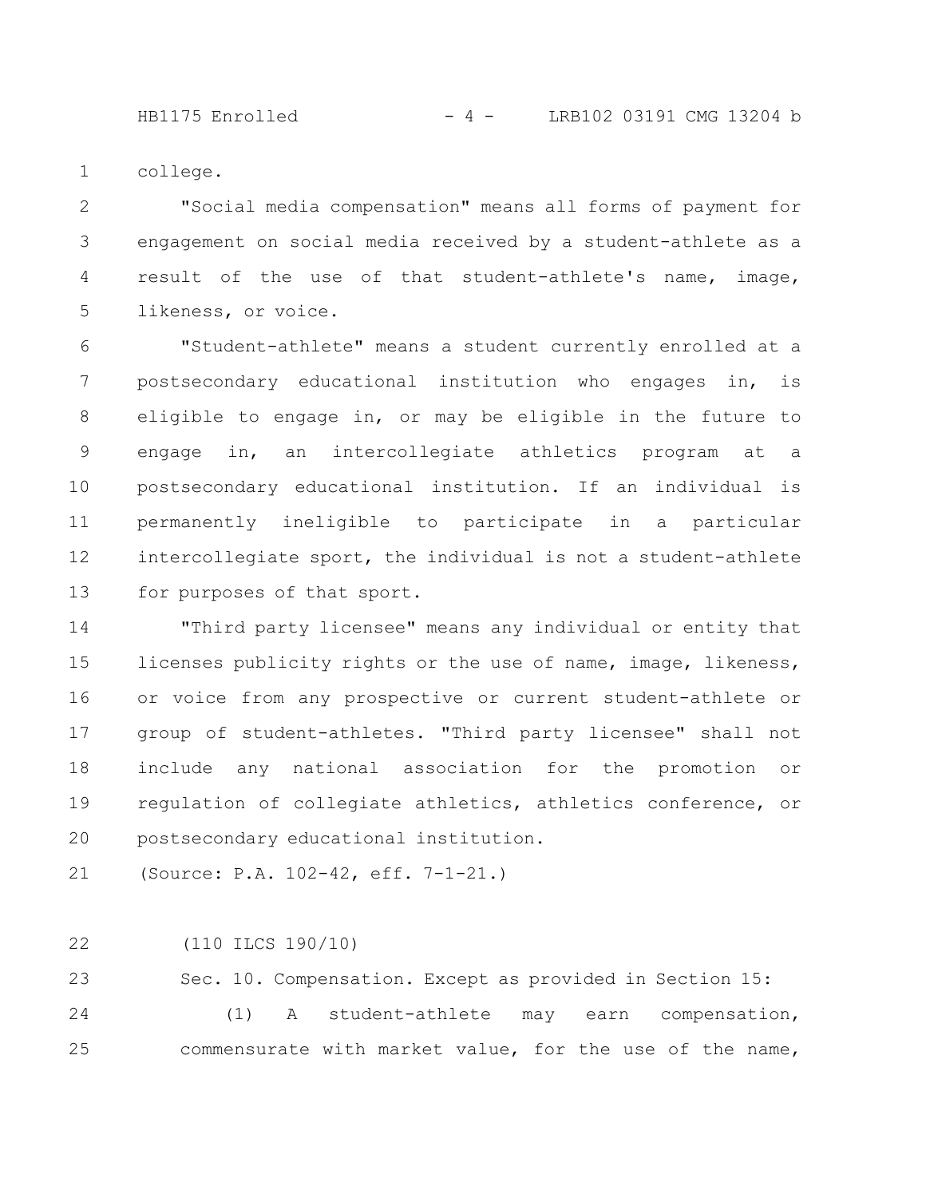college.

"Social media compensation" means all forms of payment for engagement on social media received by a student-athlete as a result of the use of that student-athlete's name, image, likeness, or voice.

"Student-athlete" means a student currently enrolled at a postsecondary educational institution who engages in, is eligible to engage in, or may be eligible in the future to engage in, an intercollegiate athletics program at a postsecondary educational institution. If an individual is permanently ineligible to participate in a particular intercollegiate sport, the individual is not a student-athlete for purposes of that sport.

"Third party licensee" means any individual or entity that licenses publicity rights or the use of name, image, likeness, or voice from any prospective or current student-athlete or group of student-athletes. "Third party licensee" shall not include any national association for the promotion or regulation of collegiate athletics, athletics conference, or postsecondary educational institution.

(Source: P.A. 102-42, eff. 7-1-21.)

(110 ILCS 190/10)

Sec. 10. Compensation. Except as provided in Section 15:

(1) A student-athlete may earn compensation, commensurate with market value, for the use of the name,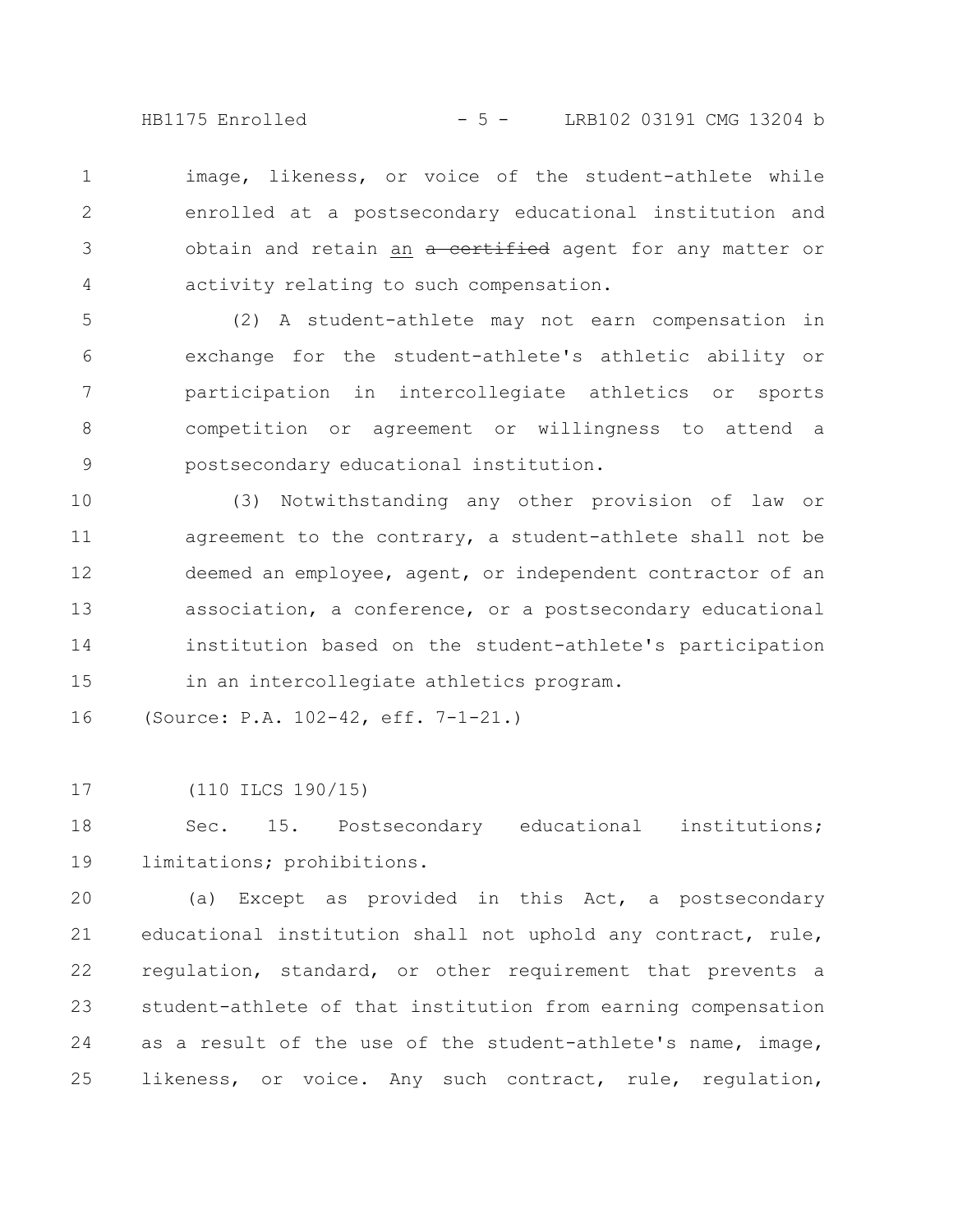image, likeness, or voice of the student-athlete while enrolled at a postsecondary educational institution and obtain and retain an ~~a certified~~ agent for any matter or activity relating to such compensation.

(2) A student-athlete may not earn compensation in exchange for the student-athlete's athletic ability or participation in intercollegiate athletics or sports competition or agreement or willingness to attend a postsecondary educational institution.

(3) Notwithstanding any other provision of law or agreement to the contrary, a student-athlete shall not be deemed an employee, agent, or independent contractor of an association, a conference, or a postsecondary educational institution based on the student-athlete's participation in an intercollegiate athletics program.

(Source: P.A. 102-42, eff. 7-1-21.)

(110 ILCS 190/15)

Sec. 15. Postsecondary educational institutions; limitations; prohibitions.

(a) Except as provided in this Act, a postsecondary educational institution shall not uphold any contract, rule, regulation, standard, or other requirement that prevents a student-athlete of that institution from earning compensation as a result of the use of the student-athlete's name, image, likeness, or voice. Any such contract, rule, regulation,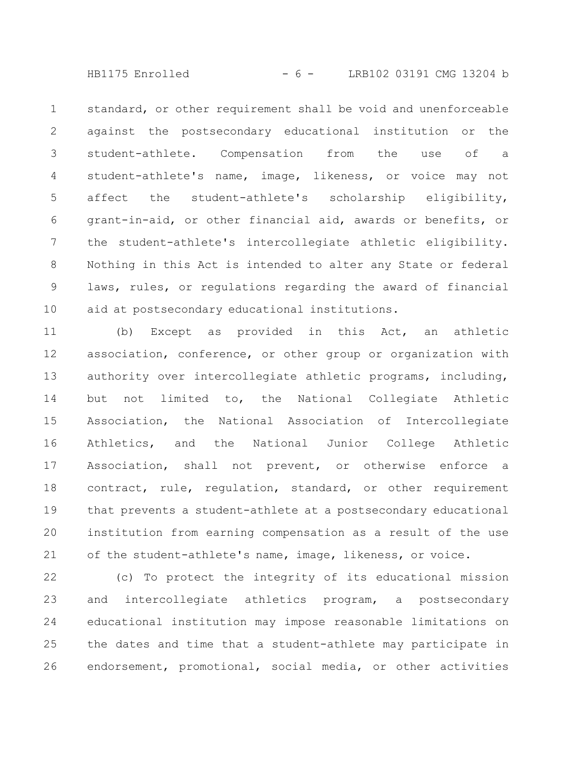standard, or other requirement shall be void and unenforceable against the postsecondary educational institution or the student-athlete. Compensation from the use of a student-athlete's name, image, likeness, or voice may not affect the student-athlete's scholarship eligibility, grant-in-aid, or other financial aid, awards or benefits, or the student-athlete's intercollegiate athletic eligibility. Nothing in this Act is intended to alter any State or federal laws, rules, or regulations regarding the award of financial aid at postsecondary educational institutions.

(b) Except as provided in this Act, an athletic association, conference, or other group or organization with authority over intercollegiate athletic programs, including, but not limited to, the National Collegiate Athletic Association, the National Association of Intercollegiate Athletics, and the National Junior College Athletic Association, shall not prevent, or otherwise enforce a contract, rule, regulation, standard, or other requirement that prevents a student-athlete at a postsecondary educational institution from earning compensation as a result of the use of the student-athlete's name, image, likeness, or voice.

(c) To protect the integrity of its educational mission and intercollegiate athletics program, a postsecondary educational institution may impose reasonable limitations on the dates and time that a student-athlete may participate in endorsement, promotional, social media, or other activities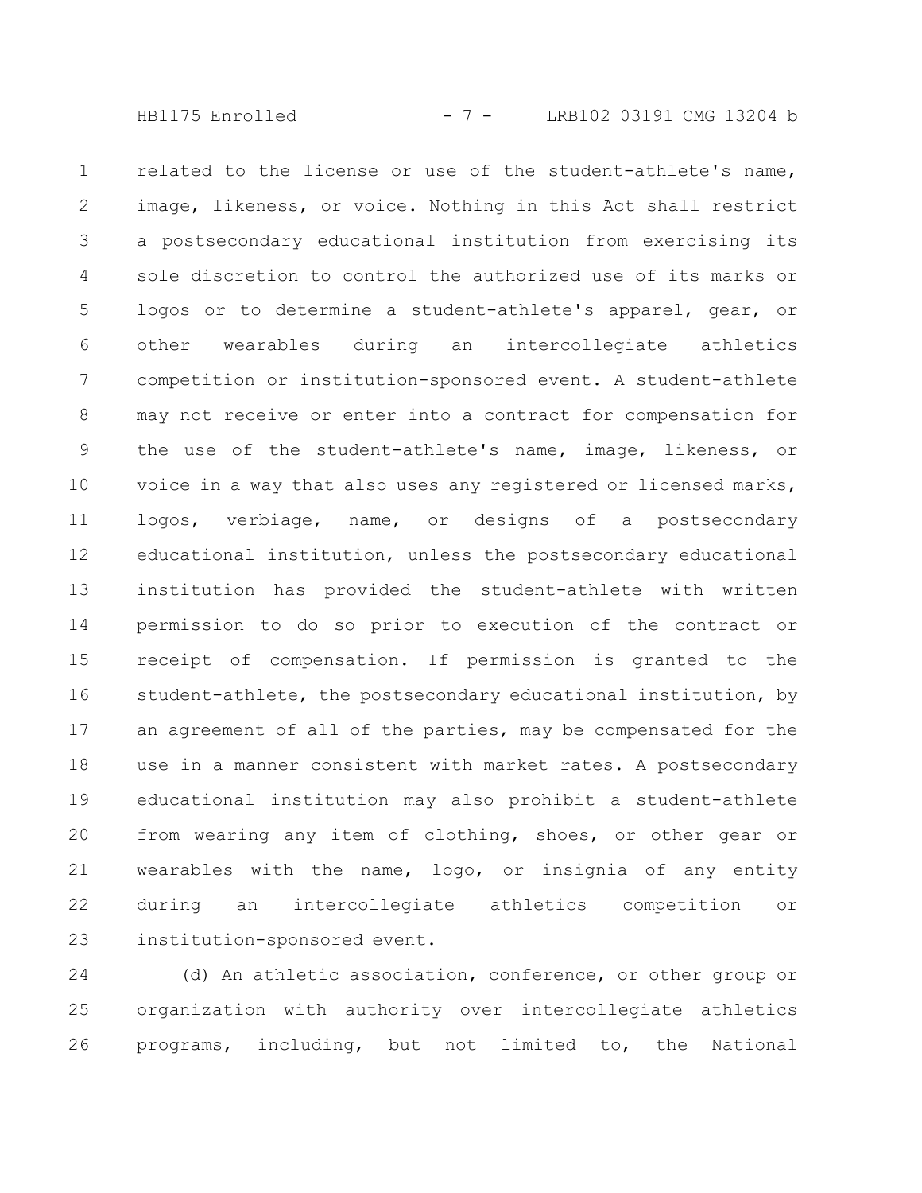related to the license or use of the student-athlete's name, image, likeness, or voice. Nothing in this Act shall restrict a postsecondary educational institution from exercising its sole discretion to control the authorized use of its marks or logos or to determine a student-athlete's apparel, gear, or other wearables during an intercollegiate athletics competition or institution-sponsored event. A student-athlete may not receive or enter into a contract for compensation for the use of the student-athlete's name, image, likeness, or voice in a way that also uses any registered or licensed marks, logos, verbiage, name, or designs of a postsecondary educational institution, unless the postsecondary educational institution has provided the student-athlete with written permission to do so prior to execution of the contract or receipt of compensation. If permission is granted to the student-athlete, the postsecondary educational institution, by an agreement of all of the parties, may be compensated for the use in a manner consistent with market rates. A postsecondary educational institution may also prohibit a student-athlete from wearing any item of clothing, shoes, or other gear or wearables with the name, logo, or insignia of any entity during an intercollegiate athletics competition or institution-sponsored event.

(d) An athletic association, conference, or other group or organization with authority over intercollegiate athletics programs, including, but not limited to, the National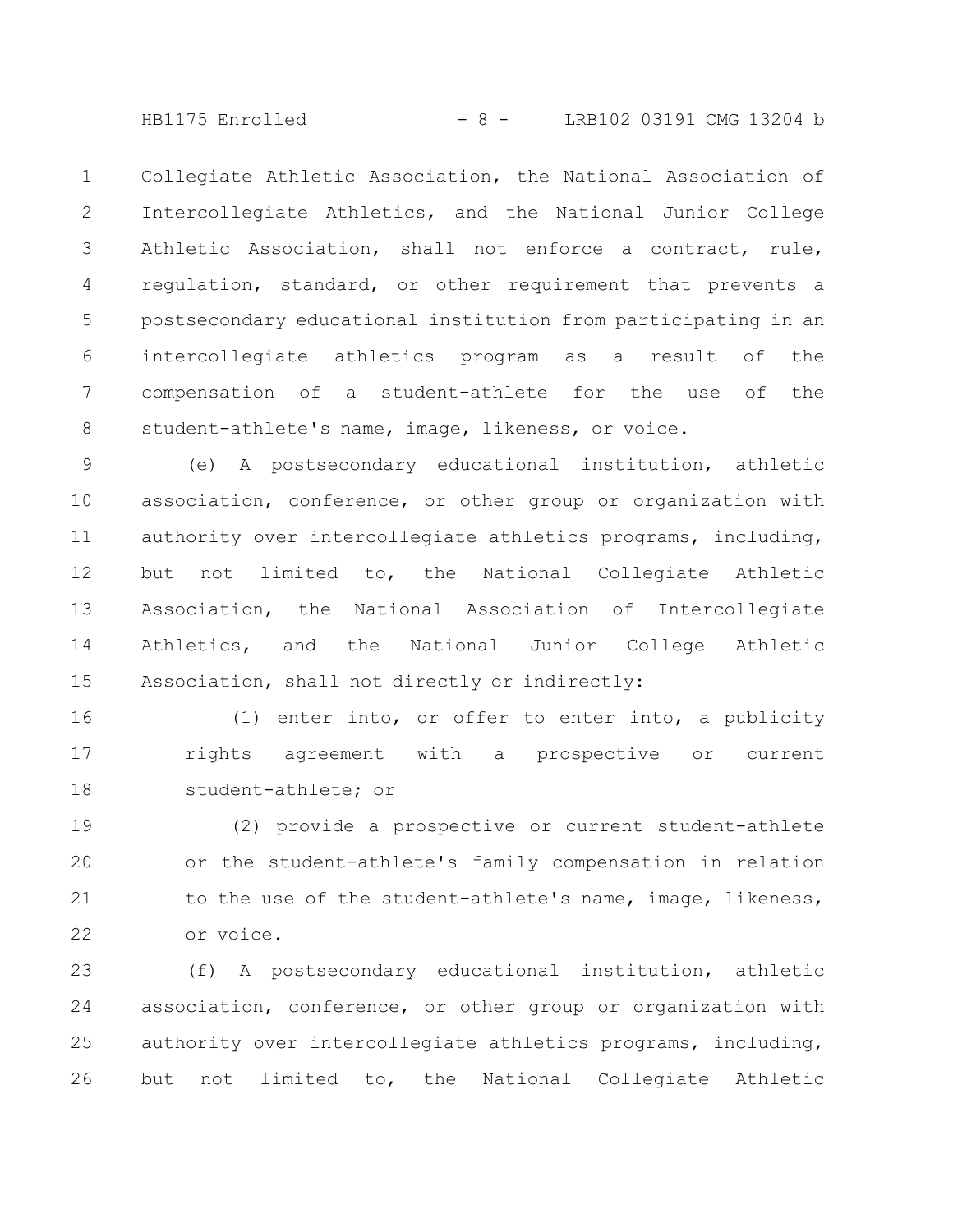Collegiate Athletic Association, the National Association of Intercollegiate Athletics, and the National Junior College Athletic Association, shall not enforce a contract, rule, regulation, standard, or other requirement that prevents a postsecondary educational institution from participating in an intercollegiate athletics program as a result of the compensation of a student-athlete for the use of the student-athlete's name, image, likeness, or voice.

(e) A postsecondary educational institution, athletic association, conference, or other group or organization with authority over intercollegiate athletics programs, including, but not limited to, the National Collegiate Athletic Association, the National Association of Intercollegiate Athletics, and the National Junior College Athletic Association, shall not directly or indirectly:

(1) enter into, or offer to enter into, a publicity rights agreement with a prospective or current student-athlete; or

(2) provide a prospective or current student-athlete or the student-athlete's family compensation in relation to the use of the student-athlete's name, image, likeness, or voice.

(f) A postsecondary educational institution, athletic association, conference, or other group or organization with authority over intercollegiate athletics programs, including, but not limited to, the National Collegiate Athletic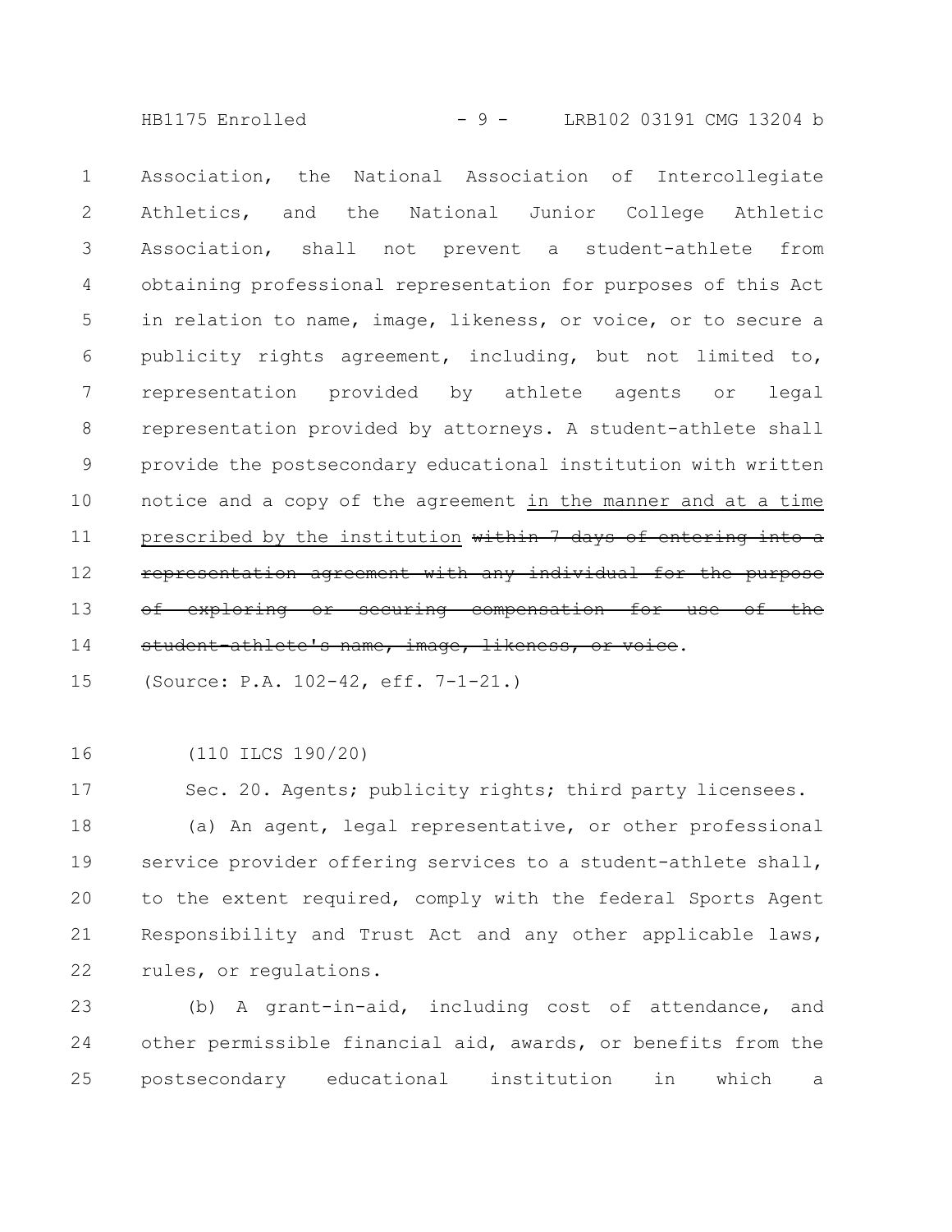Association, the National Association of Intercollegiate Athletics, and the National Junior College Athletic Association, shall not prevent a student-athlete from obtaining professional representation for purposes of this Act in relation to name, image, likeness, or voice, or to secure a publicity rights agreement, including, but not limited to, representation provided by athlete agents or legal representation provided by attorneys. A student-athlete shall provide the postsecondary educational institution with written notice and a copy of the agreement <u>in the manner and at a time prescribed by the institution</u> ~~within 7 days of entering into a representation agreement with any individual for the purpose of exploring or securing compensation for use of the student-athlete's name, image, likeness, or voice~~.

(Source: P.A. 102-42, eff. 7-1-21.)

(110 ILCS 190/20)

Sec. 20. Agents; publicity rights; third party licensees.

(a) An agent, legal representative, or other professional service provider offering services to a student-athlete shall, to the extent required, comply with the federal Sports Agent Responsibility and Trust Act and any other applicable laws, rules, or regulations.

(b) A grant-in-aid, including cost of attendance, and other permissible financial aid, awards, or benefits from the postsecondary educational institution in which a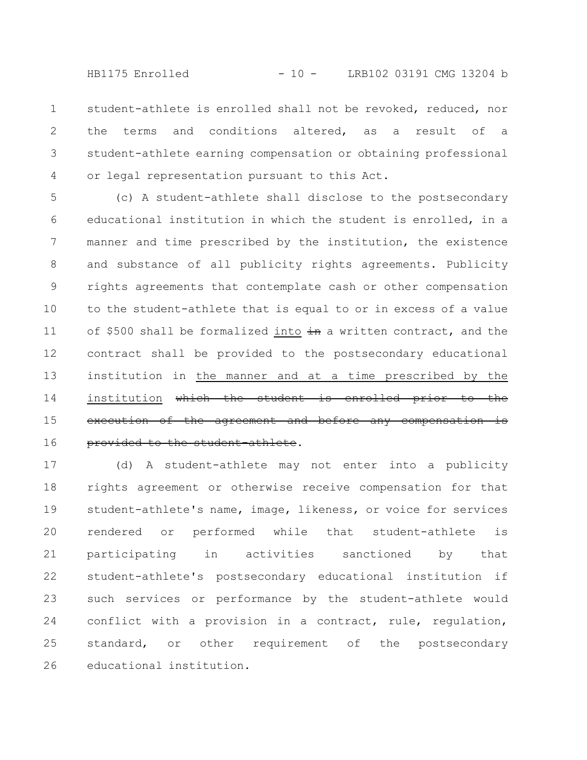student-athlete is enrolled shall not be revoked, reduced, nor the terms and conditions altered, as a result of a student-athlete earning compensation or obtaining professional or legal representation pursuant to this Act.

(c) A student-athlete shall disclose to the postsecondary educational institution in which the student is enrolled, in a manner and time prescribed by the institution, the existence and substance of all publicity rights agreements. Publicity rights agreements that contemplate cash or other compensation to the student-athlete that is equal to or in excess of a value of $500 shall be formalized <u>into</u> ~~in~~ a written contract, and the contract shall be provided to the postsecondary educational institution in <u>the manner and at a time prescribed by the institution</u> ~~which the student is enrolled prior to the execution of the agreement and before any compensation is provided to the student-athlete~~.

(d) A student-athlete may not enter into a publicity rights agreement or otherwise receive compensation for that student-athlete's name, image, likeness, or voice for services rendered or performed while that student-athlete is participating in activities sanctioned by that student-athlete's postsecondary educational institution if such services or performance by the student-athlete would conflict with a provision in a contract, rule, regulation, standard, or other requirement of the postsecondary educational institution.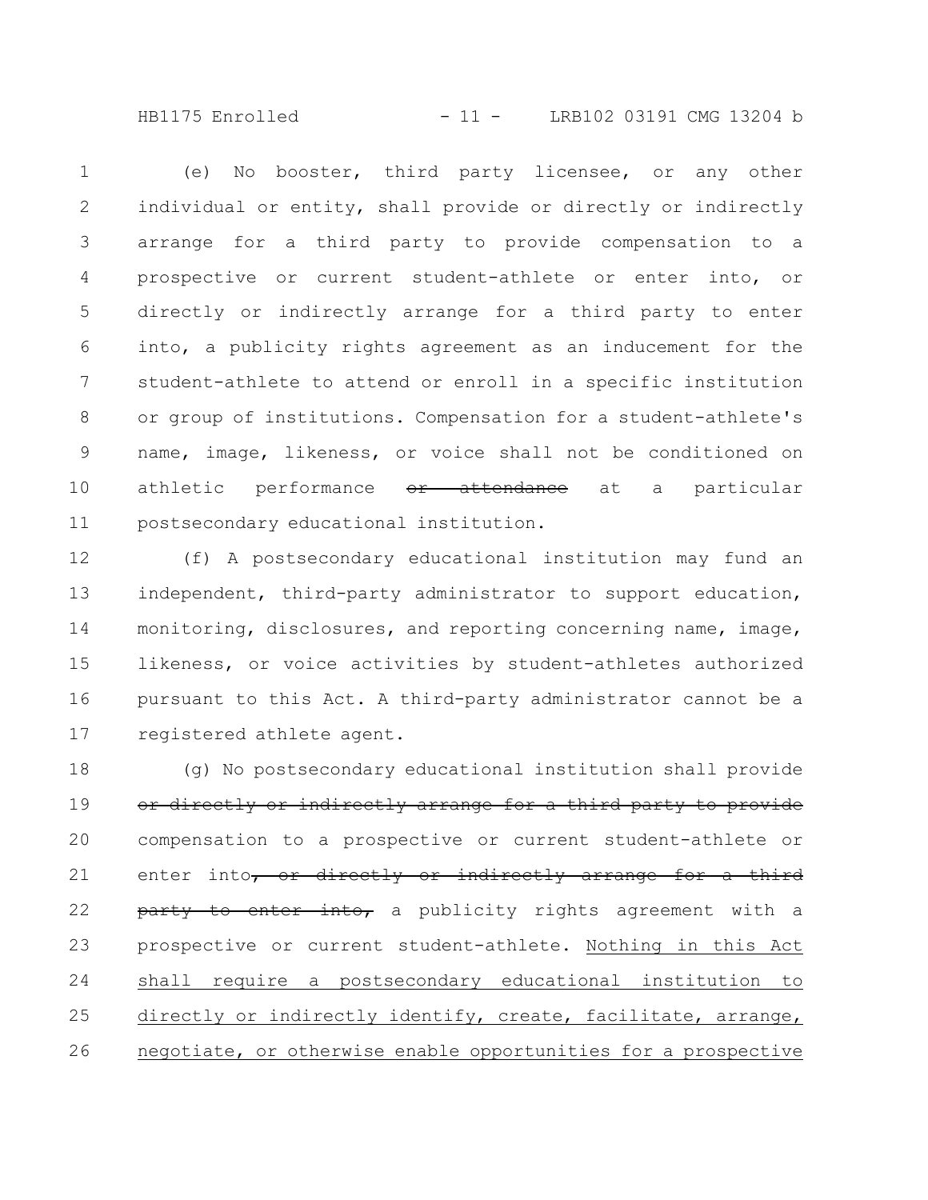(e) No booster, third party licensee, or any other individual or entity, shall provide or directly or indirectly arrange for a third party to provide compensation to a prospective or current student-athlete or enter into, or directly or indirectly arrange for a third party to enter into, a publicity rights agreement as an inducement for the student-athlete to attend or enroll in a specific institution or group of institutions. Compensation for a student-athlete's name, image, likeness, or voice shall not be conditioned on athletic performance ~~or attendance~~ at a particular postsecondary educational institution.

(f) A postsecondary educational institution may fund an independent, third-party administrator to support education, monitoring, disclosures, and reporting concerning name, image, likeness, or voice activities by student-athletes authorized pursuant to this Act. A third-party administrator cannot be a registered athlete agent.

(g) No postsecondary educational institution shall provide ~~or directly or indirectly arrange for a third party to provide~~ compensation to a prospective or current student-athlete or enter into~~, or directly or indirectly arrange for a third party to enter into,~~ a publicity rights agreement with a prospective or current student-athlete. <u>Nothing in this Act shall require a postsecondary educational institution to directly or indirectly identify, create, facilitate, arrange, negotiate, or otherwise enable opportunities for a prospective</u>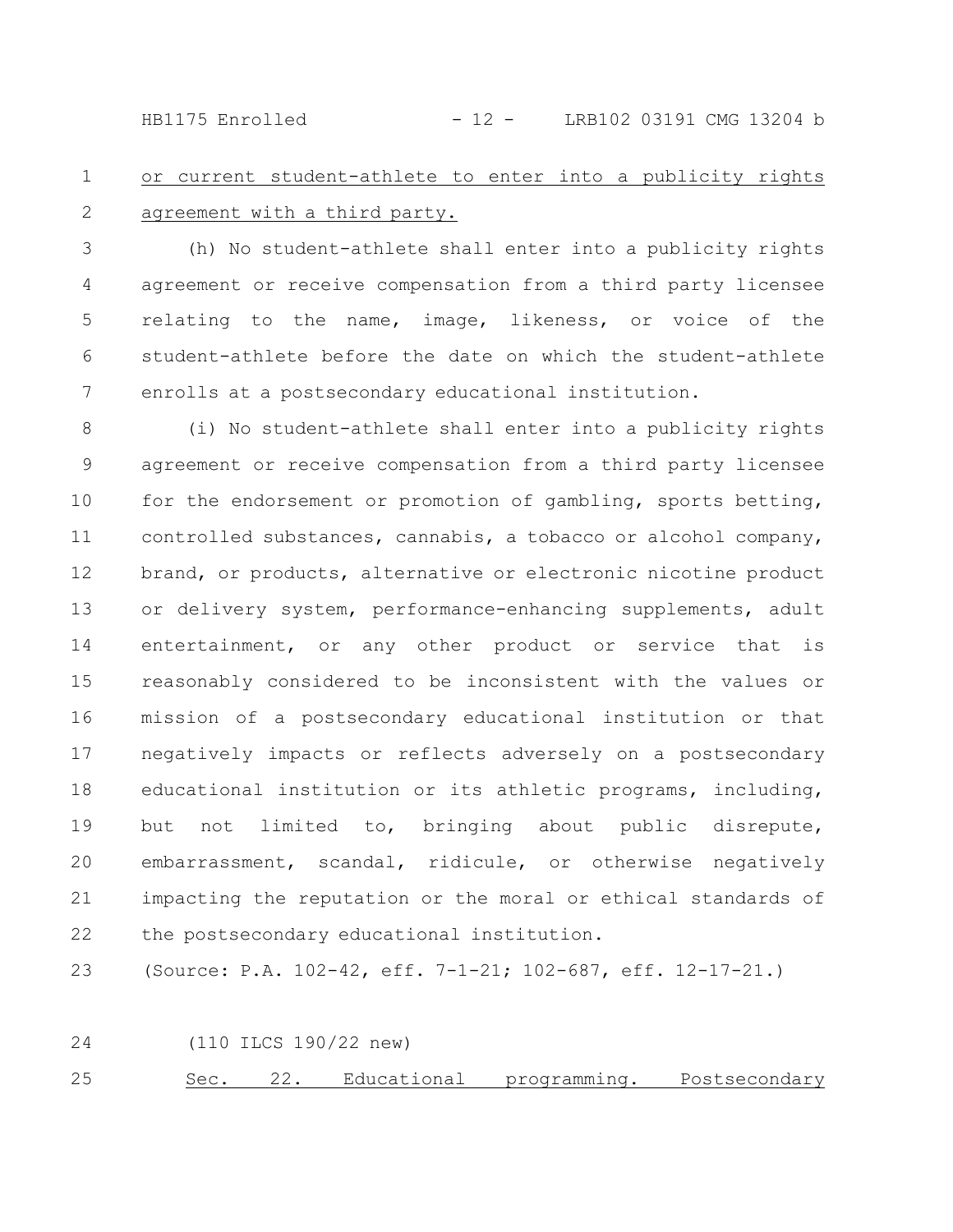or current student-athlete to enter into a publicity rights agreement with a third party.

(h) No student-athlete shall enter into a publicity rights agreement or receive compensation from a third party licensee relating to the name, image, likeness, or voice of the student-athlete before the date on which the student-athlete enrolls at a postsecondary educational institution.

(i) No student-athlete shall enter into a publicity rights agreement or receive compensation from a third party licensee for the endorsement or promotion of gambling, sports betting, controlled substances, cannabis, a tobacco or alcohol company, brand, or products, alternative or electronic nicotine product or delivery system, performance-enhancing supplements, adult entertainment, or any other product or service that is reasonably considered to be inconsistent with the values or mission of a postsecondary educational institution or that negatively impacts or reflects adversely on a postsecondary educational institution or its athletic programs, including, but not limited to, bringing about public disrepute, embarrassment, scandal, ridicule, or otherwise negatively impacting the reputation or the moral or ethical standards of the postsecondary educational institution.

(Source: P.A. 102-42, eff. 7-1-21; 102-687, eff. 12-17-21.)

(110 ILCS 190/22 new)

Sec. 22. Educational programming. Postsecondary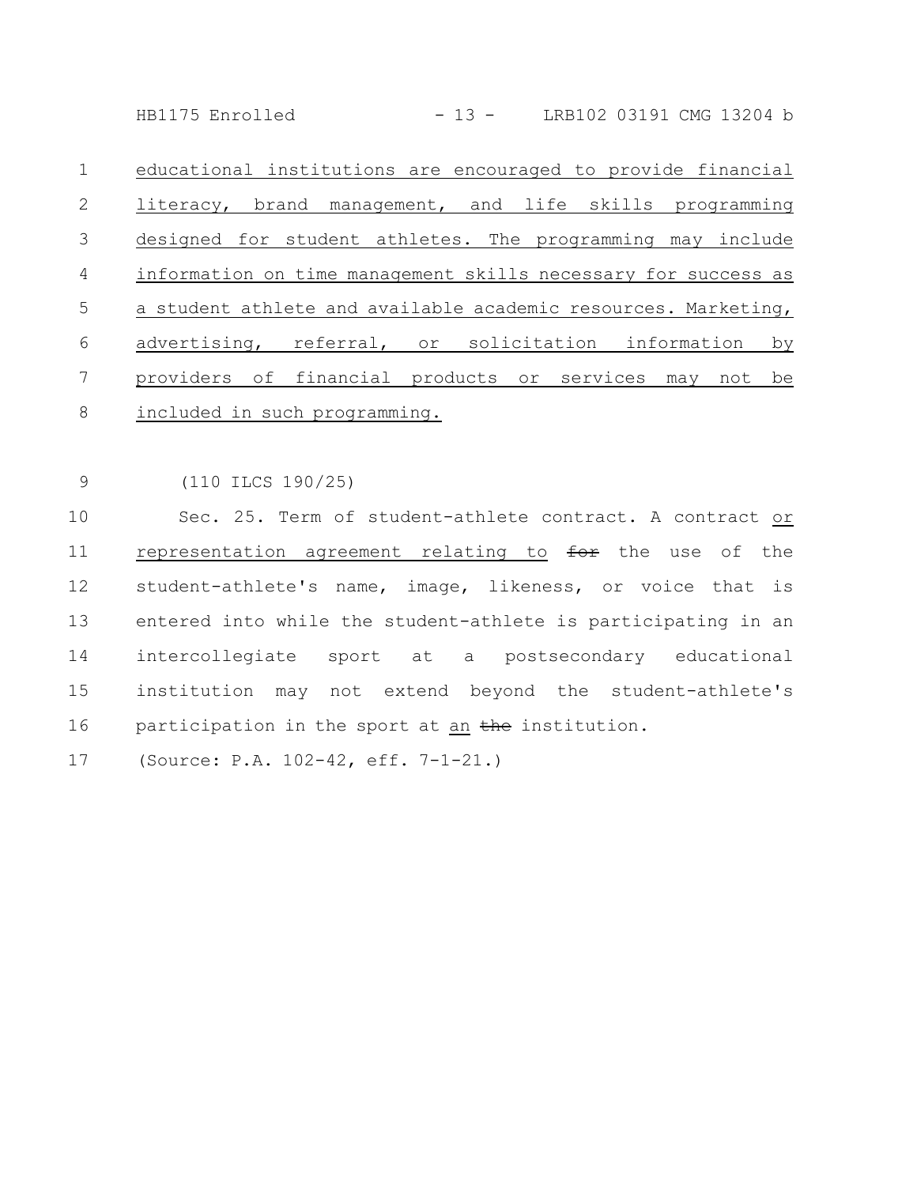educational institutions are encouraged to provide financial literacy, brand management, and life skills programming designed for student athletes. The programming may include information on time management skills necessary for success as a student athlete and available academic resources. Marketing, advertising, referral, or solicitation information by providers of financial products or services may not be included in such programming.

(110 ILCS 190/25)

Sec. 25. Term of student-athlete contract. A contract or representation agreement relating to ~~for~~ the use of the student-athlete's name, image, likeness, or voice that is entered into while the student-athlete is participating in an intercollegiate sport at a postsecondary educational institution may not extend beyond the student-athlete's participation in the sport at an ~~the~~ institution.

(Source: P.A. 102-42, eff. 7-1-21.)